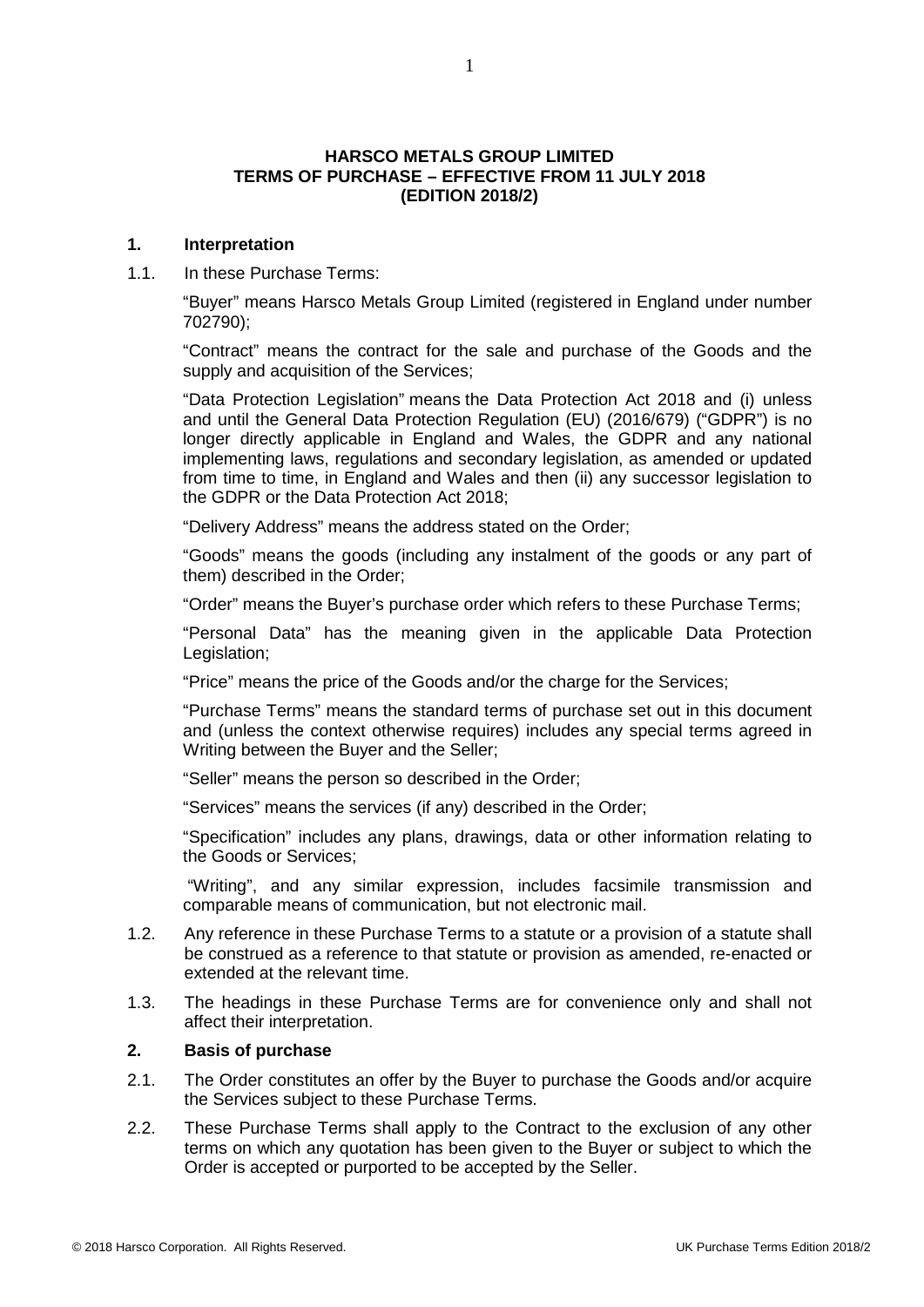# HARSCO METALS GROUP LIMITED
# TERMS OF PURCHASE – EFFECTIVE FROM 11 JULY 2018
# (EDITION 2018/2)

## 1. Interpretation

1.1. In these Purchase Terms:

"Buyer" means Harsco Metals Group Limited (registered in England under number 702790);

"Contract" means the contract for the sale and purchase of the Goods and the supply and acquisition of the Services;

"Data Protection Legislation" means the Data Protection Act 2018 and (i) unless and until the General Data Protection Regulation (EU) (2016/679) ("GDPR") is no longer directly applicable in England and Wales, the GDPR and any national implementing laws, regulations and secondary legislation, as amended or updated from time to time, in England and Wales and then (ii) any successor legislation to the GDPR or the Data Protection Act 2018;

"Delivery Address" means the address stated on the Order;

"Goods" means the goods (including any instalment of the goods or any part of them) described in the Order;

"Order" means the Buyer's purchase order which refers to these Purchase Terms;

"Personal Data" has the meaning given in the applicable Data Protection Legislation;

"Price" means the price of the Goods and/or the charge for the Services;

"Purchase Terms" means the standard terms of purchase set out in this document and (unless the context otherwise requires) includes any special terms agreed in Writing between the Buyer and the Seller;

"Seller" means the person so described in the Order;

"Services" means the services (if any) described in the Order;

"Specification" includes any plans, drawings, data or other information relating to the Goods or Services;

"Writing", and any similar expression, includes facsimile transmission and comparable means of communication, but not electronic mail.

1.2. Any reference in these Purchase Terms to a statute or a provision of a statute shall be construed as a reference to that statute or provision as amended, re-enacted or extended at the relevant time.

1.3. The headings in these Purchase Terms are for convenience only and shall not affect their interpretation.

## 2. Basis of purchase

2.1. The Order constitutes an offer by the Buyer to purchase the Goods and/or acquire the Services subject to these Purchase Terms.

2.2. These Purchase Terms shall apply to the Contract to the exclusion of any other terms on which any quotation has been given to the Buyer or subject to which the Order is accepted or purported to be accepted by the Seller.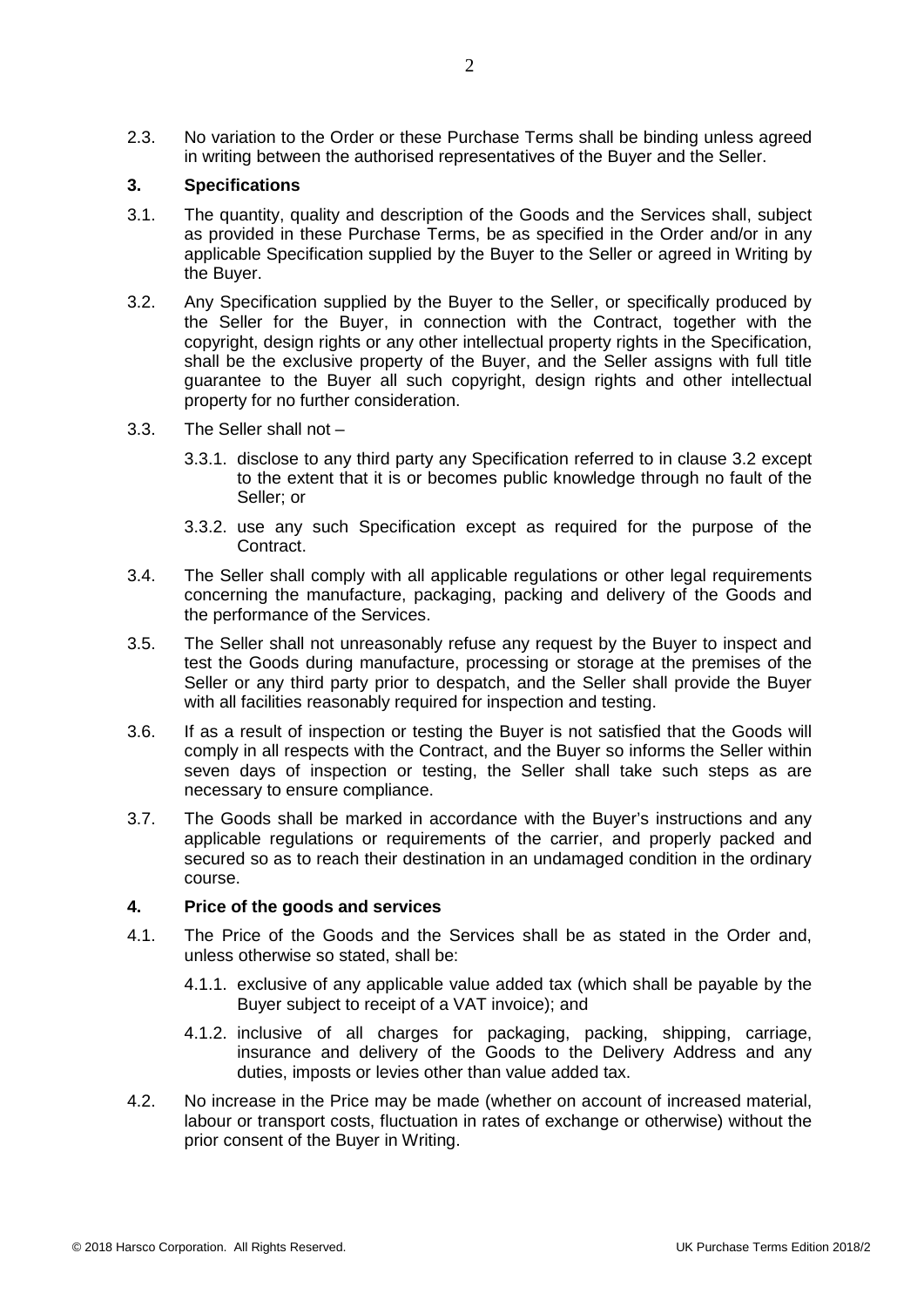2.3. No variation to the Order or these Purchase Terms shall be binding unless agreed in writing between the authorised representatives of the Buyer and the Seller.

## 3. Specifications

3.1. The quantity, quality and description of the Goods and the Services shall, subject as provided in these Purchase Terms, be as specified in the Order and/or in any applicable Specification supplied by the Buyer to the Seller or agreed in Writing by the Buyer.

3.2. Any Specification supplied by the Buyer to the Seller, or specifically produced by the Seller for the Buyer, in connection with the Contract, together with the copyright, design rights or any other intellectual property rights in the Specification, shall be the exclusive property of the Buyer, and the Seller assigns with full title guarantee to the Buyer all such copyright, design rights and other intellectual property for no further consideration.

3.3. The Seller shall not –

3.3.1. disclose to any third party any Specification referred to in clause 3.2 except to the extent that it is or becomes public knowledge through no fault of the Seller; or

3.3.2. use any such Specification except as required for the purpose of the Contract.

3.4. The Seller shall comply with all applicable regulations or other legal requirements concerning the manufacture, packaging, packing and delivery of the Goods and the performance of the Services.

3.5. The Seller shall not unreasonably refuse any request by the Buyer to inspect and test the Goods during manufacture, processing or storage at the premises of the Seller or any third party prior to despatch, and the Seller shall provide the Buyer with all facilities reasonably required for inspection and testing.

3.6. If as a result of inspection or testing the Buyer is not satisfied that the Goods will comply in all respects with the Contract, and the Buyer so informs the Seller within seven days of inspection or testing, the Seller shall take such steps as are necessary to ensure compliance.

3.7. The Goods shall be marked in accordance with the Buyer's instructions and any applicable regulations or requirements of the carrier, and properly packed and secured so as to reach their destination in an undamaged condition in the ordinary course.

## 4. Price of the goods and services

4.1. The Price of the Goods and the Services shall be as stated in the Order and, unless otherwise so stated, shall be:

4.1.1. exclusive of any applicable value added tax (which shall be payable by the Buyer subject to receipt of a VAT invoice); and

4.1.2. inclusive of all charges for packaging, packing, shipping, carriage, insurance and delivery of the Goods to the Delivery Address and any duties, imposts or levies other than value added tax.

4.2. No increase in the Price may be made (whether on account of increased material, labour or transport costs, fluctuation in rates of exchange or otherwise) without the prior consent of the Buyer in Writing.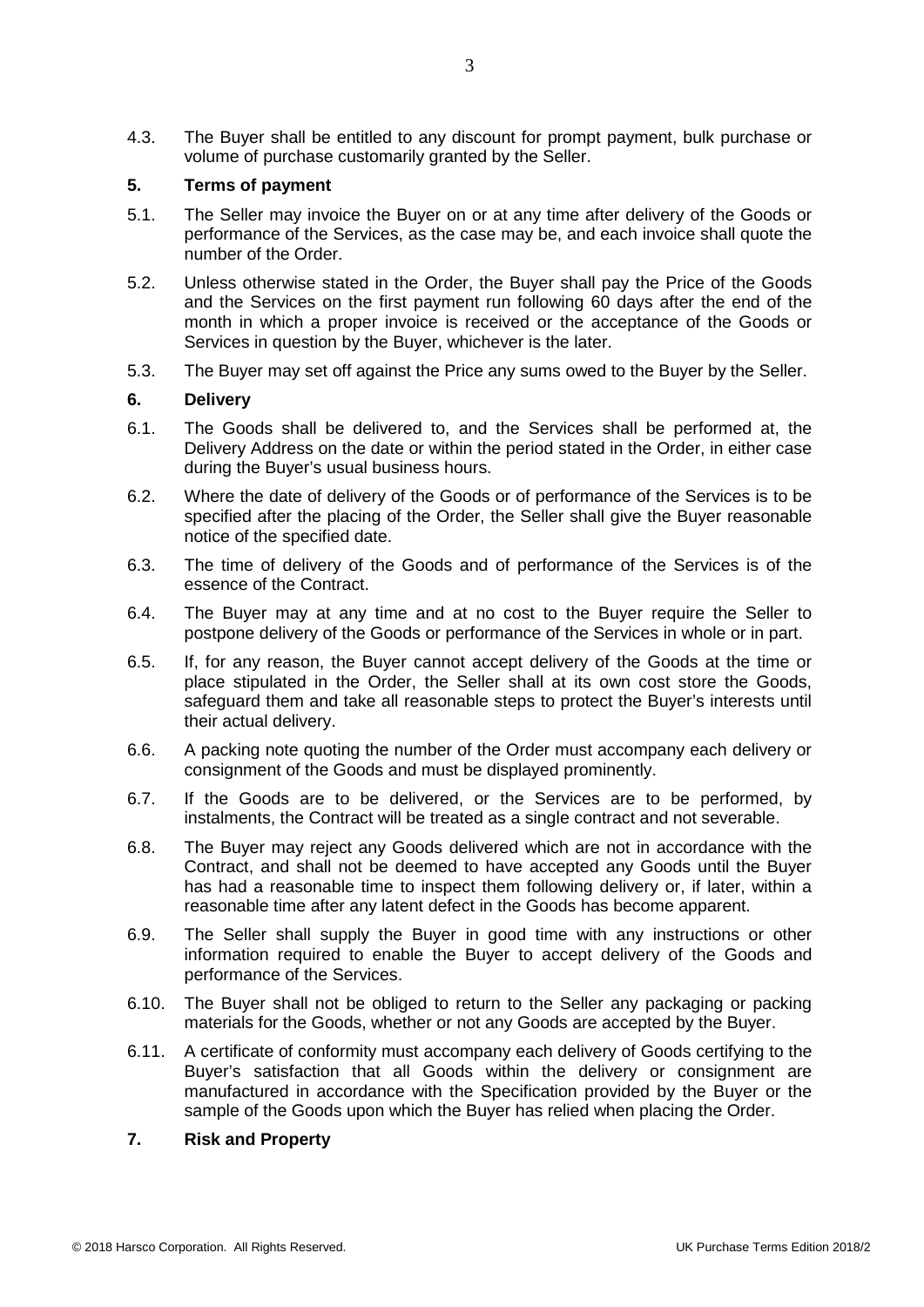4.3. The Buyer shall be entitled to any discount for prompt payment, bulk purchase or volume of purchase customarily granted by the Seller.

## 5. Terms of payment

5.1. The Seller may invoice the Buyer on or at any time after delivery of the Goods or performance of the Services, as the case may be, and each invoice shall quote the number of the Order.

5.2. Unless otherwise stated in the Order, the Buyer shall pay the Price of the Goods and the Services on the first payment run following 60 days after the end of the month in which a proper invoice is received or the acceptance of the Goods or Services in question by the Buyer, whichever is the later.

5.3. The Buyer may set off against the Price any sums owed to the Buyer by the Seller.

## 6. Delivery

6.1. The Goods shall be delivered to, and the Services shall be performed at, the Delivery Address on the date or within the period stated in the Order, in either case during the Buyer's usual business hours.

6.2. Where the date of delivery of the Goods or of performance of the Services is to be specified after the placing of the Order, the Seller shall give the Buyer reasonable notice of the specified date.

6.3. The time of delivery of the Goods and of performance of the Services is of the essence of the Contract.

6.4. The Buyer may at any time and at no cost to the Buyer require the Seller to postpone delivery of the Goods or performance of the Services in whole or in part.

6.5. If, for any reason, the Buyer cannot accept delivery of the Goods at the time or place stipulated in the Order, the Seller shall at its own cost store the Goods, safeguard them and take all reasonable steps to protect the Buyer's interests until their actual delivery.

6.6. A packing note quoting the number of the Order must accompany each delivery or consignment of the Goods and must be displayed prominently.

6.7. If the Goods are to be delivered, or the Services are to be performed, by instalments, the Contract will be treated as a single contract and not severable.

6.8. The Buyer may reject any Goods delivered which are not in accordance with the Contract, and shall not be deemed to have accepted any Goods until the Buyer has had a reasonable time to inspect them following delivery or, if later, within a reasonable time after any latent defect in the Goods has become apparent.

6.9. The Seller shall supply the Buyer in good time with any instructions or other information required to enable the Buyer to accept delivery of the Goods and performance of the Services.

6.10. The Buyer shall not be obliged to return to the Seller any packaging or packing materials for the Goods, whether or not any Goods are accepted by the Buyer.

6.11. A certificate of conformity must accompany each delivery of Goods certifying to the Buyer's satisfaction that all Goods within the delivery or consignment are manufactured in accordance with the Specification provided by the Buyer or the sample of the Goods upon which the Buyer has relied when placing the Order.

## 7. Risk and Property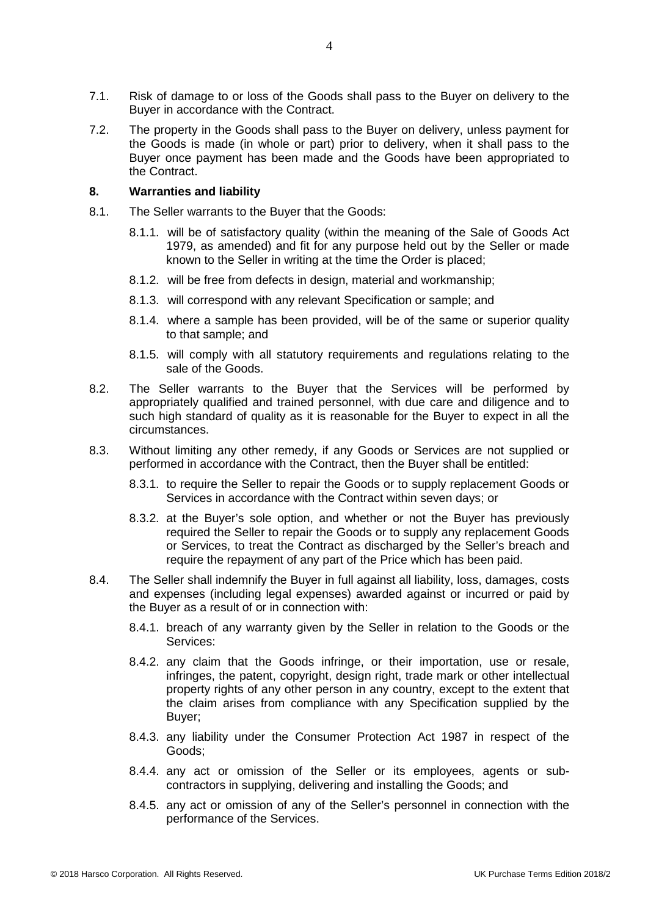7.1. Risk of damage to or loss of the Goods shall pass to the Buyer on delivery to the Buyer in accordance with the Contract.

7.2. The property in the Goods shall pass to the Buyer on delivery, unless payment for the Goods is made (in whole or part) prior to delivery, when it shall pass to the Buyer once payment has been made and the Goods have been appropriated to the Contract.

## 8. Warranties and liability

8.1. The Seller warrants to the Buyer that the Goods:

8.1.1. will be of satisfactory quality (within the meaning of the Sale of Goods Act 1979, as amended) and fit for any purpose held out by the Seller or made known to the Seller in writing at the time the Order is placed;

8.1.2. will be free from defects in design, material and workmanship;

8.1.3. will correspond with any relevant Specification or sample; and

8.1.4. where a sample has been provided, will be of the same or superior quality to that sample; and

8.1.5. will comply with all statutory requirements and regulations relating to the sale of the Goods.

8.2. The Seller warrants to the Buyer that the Services will be performed by appropriately qualified and trained personnel, with due care and diligence and to such high standard of quality as it is reasonable for the Buyer to expect in all the circumstances.

8.3. Without limiting any other remedy, if any Goods or Services are not supplied or performed in accordance with the Contract, then the Buyer shall be entitled:

8.3.1. to require the Seller to repair the Goods or to supply replacement Goods or Services in accordance with the Contract within seven days; or

8.3.2. at the Buyer's sole option, and whether or not the Buyer has previously required the Seller to repair the Goods or to supply any replacement Goods or Services, to treat the Contract as discharged by the Seller's breach and require the repayment of any part of the Price which has been paid.

8.4. The Seller shall indemnify the Buyer in full against all liability, loss, damages, costs and expenses (including legal expenses) awarded against or incurred or paid by the Buyer as a result of or in connection with:

8.4.1. breach of any warranty given by the Seller in relation to the Goods or the Services:

8.4.2. any claim that the Goods infringe, or their importation, use or resale, infringes, the patent, copyright, design right, trade mark or other intellectual property rights of any other person in any country, except to the extent that the claim arises from compliance with any Specification supplied by the Buyer;

8.4.3. any liability under the Consumer Protection Act 1987 in respect of the Goods;

8.4.4. any act or omission of the Seller or its employees, agents or sub-contractors in supplying, delivering and installing the Goods; and

8.4.5. any act or omission of any of the Seller's personnel in connection with the performance of the Services.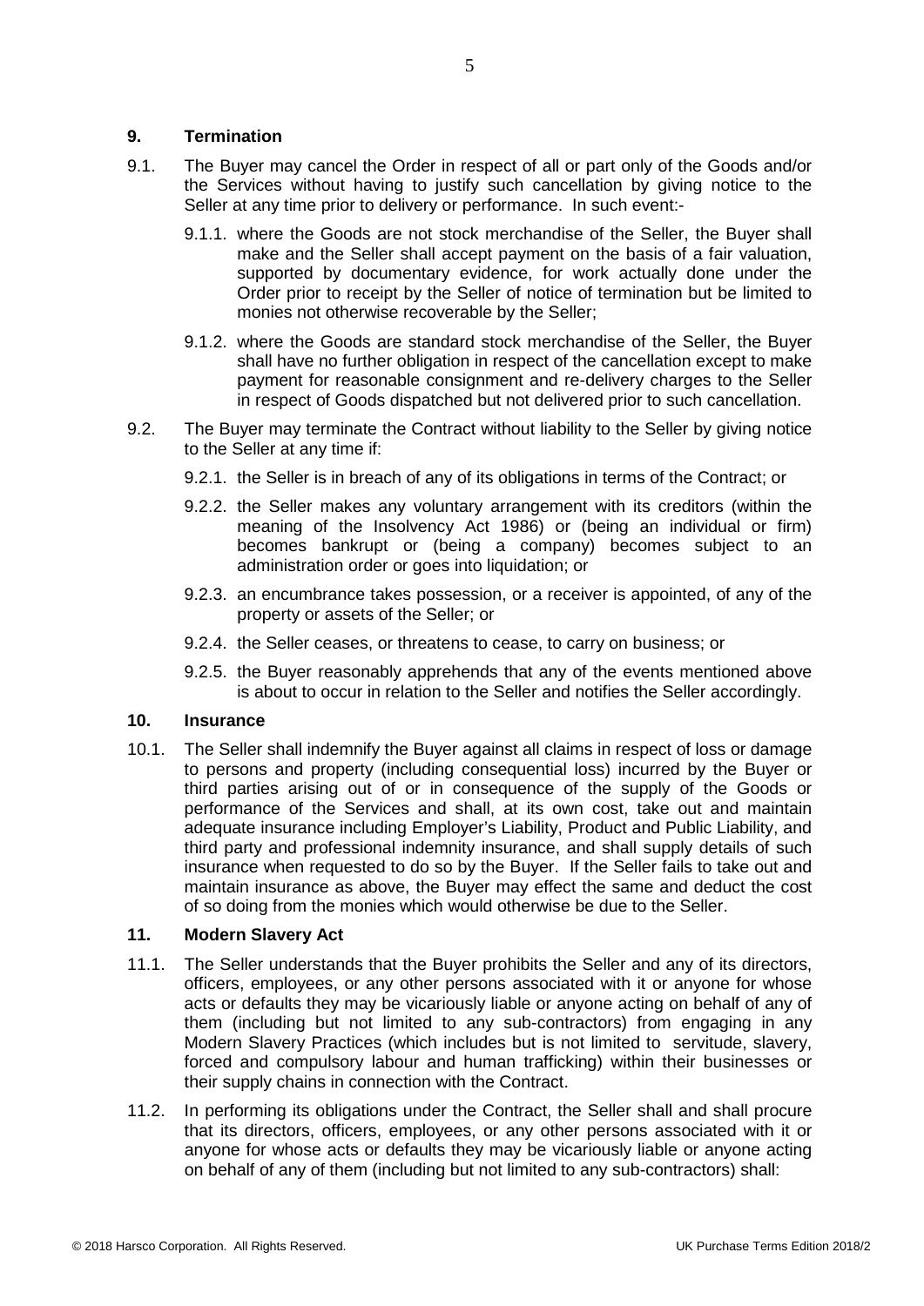## 9. Termination

9.1. The Buyer may cancel the Order in respect of all or part only of the Goods and/or the Services without having to justify such cancellation by giving notice to the Seller at any time prior to delivery or performance. In such event:-

9.1.1. where the Goods are not stock merchandise of the Seller, the Buyer shall make and the Seller shall accept payment on the basis of a fair valuation, supported by documentary evidence, for work actually done under the Order prior to receipt by the Seller of notice of termination but be limited to monies not otherwise recoverable by the Seller;

9.1.2. where the Goods are standard stock merchandise of the Seller, the Buyer shall have no further obligation in respect of the cancellation except to make payment for reasonable consignment and re-delivery charges to the Seller in respect of Goods dispatched but not delivered prior to such cancellation.

9.2. The Buyer may terminate the Contract without liability to the Seller by giving notice to the Seller at any time if:

9.2.1. the Seller is in breach of any of its obligations in terms of the Contract; or

9.2.2. the Seller makes any voluntary arrangement with its creditors (within the meaning of the Insolvency Act 1986) or (being an individual or firm) becomes bankrupt or (being a company) becomes subject to an administration order or goes into liquidation; or

9.2.3. an encumbrance takes possession, or a receiver is appointed, of any of the property or assets of the Seller; or

9.2.4. the Seller ceases, or threatens to cease, to carry on business; or

9.2.5. the Buyer reasonably apprehends that any of the events mentioned above is about to occur in relation to the Seller and notifies the Seller accordingly.

## 10. Insurance

10.1. The Seller shall indemnify the Buyer against all claims in respect of loss or damage to persons and property (including consequential loss) incurred by the Buyer or third parties arising out of or in consequence of the supply of the Goods or performance of the Services and shall, at its own cost, take out and maintain adequate insurance including Employer's Liability, Product and Public Liability, and third party and professional indemnity insurance, and shall supply details of such insurance when requested to do so by the Buyer. If the Seller fails to take out and maintain insurance as above, the Buyer may effect the same and deduct the cost of so doing from the monies which would otherwise be due to the Seller.

## 11. Modern Slavery Act

11.1. The Seller understands that the Buyer prohibits the Seller and any of its directors, officers, employees, or any other persons associated with it or anyone for whose acts or defaults they may be vicariously liable or anyone acting on behalf of any of them (including but not limited to any sub-contractors) from engaging in any Modern Slavery Practices (which includes but is not limited to servitude, slavery, forced and compulsory labour and human trafficking) within their businesses or their supply chains in connection with the Contract.

11.2. In performing its obligations under the Contract, the Seller shall and shall procure that its directors, officers, employees, or any other persons associated with it or anyone for whose acts or defaults they may be vicariously liable or anyone acting on behalf of any of them (including but not limited to any sub-contractors) shall: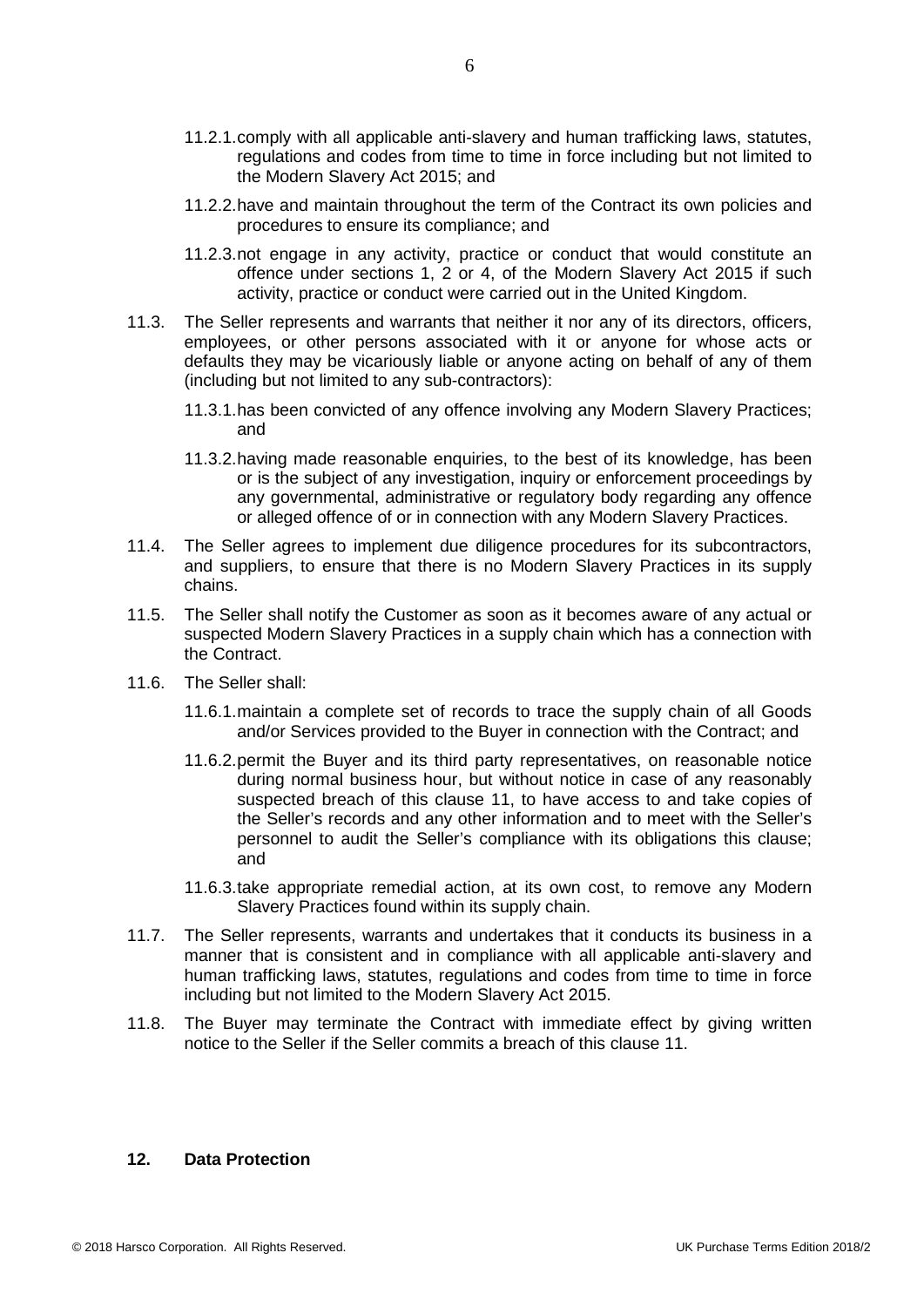11.2.1. comply with all applicable anti-slavery and human trafficking laws, statutes, regulations and codes from time to time in force including but not limited to the Modern Slavery Act 2015; and

11.2.2. have and maintain throughout the term of the Contract its own policies and procedures to ensure its compliance; and

11.2.3. not engage in any activity, practice or conduct that would constitute an offence under sections 1, 2 or 4, of the Modern Slavery Act 2015 if such activity, practice or conduct were carried out in the United Kingdom.

11.3. The Seller represents and warrants that neither it nor any of its directors, officers, employees, or other persons associated with it or anyone for whose acts or defaults they may be vicariously liable or anyone acting on behalf of any of them (including but not limited to any sub-contractors):

11.3.1. has been convicted of any offence involving any Modern Slavery Practices; and

11.3.2. having made reasonable enquiries, to the best of its knowledge, has been or is the subject of any investigation, inquiry or enforcement proceedings by any governmental, administrative or regulatory body regarding any offence or alleged offence of or in connection with any Modern Slavery Practices.

11.4. The Seller agrees to implement due diligence procedures for its subcontractors, and suppliers, to ensure that there is no Modern Slavery Practices in its supply chains.

11.5. The Seller shall notify the Customer as soon as it becomes aware of any actual or suspected Modern Slavery Practices in a supply chain which has a connection with the Contract.

11.6. The Seller shall:

11.6.1. maintain a complete set of records to trace the supply chain of all Goods and/or Services provided to the Buyer in connection with the Contract; and

11.6.2. permit the Buyer and its third party representatives, on reasonable notice during normal business hour, but without notice in case of any reasonably suspected breach of this clause 11, to have access to and take copies of the Seller's records and any other information and to meet with the Seller's personnel to audit the Seller's compliance with its obligations this clause; and

11.6.3. take appropriate remedial action, at its own cost, to remove any Modern Slavery Practices found within its supply chain.

11.7. The Seller represents, warrants and undertakes that it conducts its business in a manner that is consistent and in compliance with all applicable anti-slavery and human trafficking laws, statutes, regulations and codes from time to time in force including but not limited to the Modern Slavery Act 2015.

11.8. The Buyer may terminate the Contract with immediate effect by giving written notice to the Seller if the Seller commits a breach of this clause 11.

## 12. Data Protection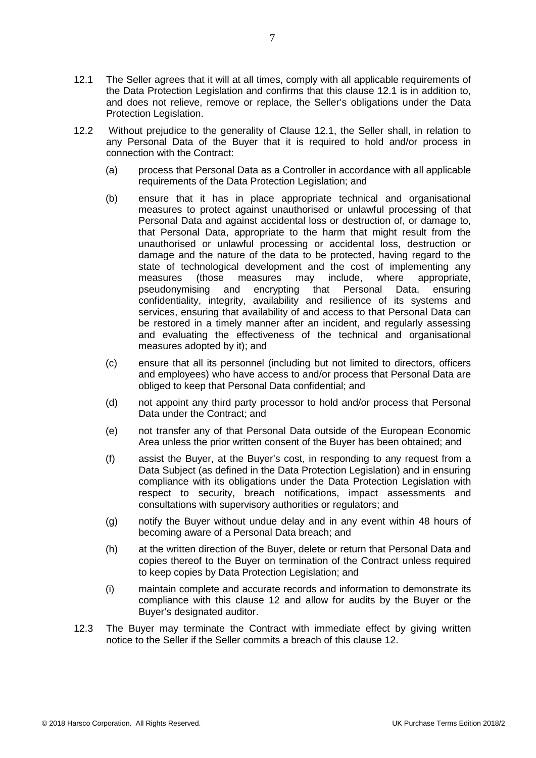12.1 The Seller agrees that it will at all times, comply with all applicable requirements of the Data Protection Legislation and confirms that this clause 12.1 is in addition to, and does not relieve, remove or replace, the Seller's obligations under the Data Protection Legislation.

12.2 Without prejudice to the generality of Clause 12.1, the Seller shall, in relation to any Personal Data of the Buyer that it is required to hold and/or process in connection with the Contract:

(a) process that Personal Data as a Controller in accordance with all applicable requirements of the Data Protection Legislation; and

(b) ensure that it has in place appropriate technical and organisational measures to protect against unauthorised or unlawful processing of that Personal Data and against accidental loss or destruction of, or damage to, that Personal Data, appropriate to the harm that might result from the unauthorised or unlawful processing or accidental loss, destruction or damage and the nature of the data to be protected, having regard to the state of technological development and the cost of implementing any measures (those measures may include, where appropriate, pseudonymising and encrypting that Personal Data, ensuring confidentiality, integrity, availability and resilience of its systems and services, ensuring that availability of and access to that Personal Data can be restored in a timely manner after an incident, and regularly assessing and evaluating the effectiveness of the technical and organisational measures adopted by it); and

(c) ensure that all its personnel (including but not limited to directors, officers and employees) who have access to and/or process that Personal Data are obliged to keep that Personal Data confidential; and

(d) not appoint any third party processor to hold and/or process that Personal Data under the Contract; and

(e) not transfer any of that Personal Data outside of the European Economic Area unless the prior written consent of the Buyer has been obtained; and

(f) assist the Buyer, at the Buyer's cost, in responding to any request from a Data Subject (as defined in the Data Protection Legislation) and in ensuring compliance with its obligations under the Data Protection Legislation with respect to security, breach notifications, impact assessments and consultations with supervisory authorities or regulators; and

(g) notify the Buyer without undue delay and in any event within 48 hours of becoming aware of a Personal Data breach; and

(h) at the written direction of the Buyer, delete or return that Personal Data and copies thereof to the Buyer on termination of the Contract unless required to keep copies by Data Protection Legislation; and

(i) maintain complete and accurate records and information to demonstrate its compliance with this clause 12 and allow for audits by the Buyer or the Buyer's designated auditor.

12.3 The Buyer may terminate the Contract with immediate effect by giving written notice to the Seller if the Seller commits a breach of this clause 12.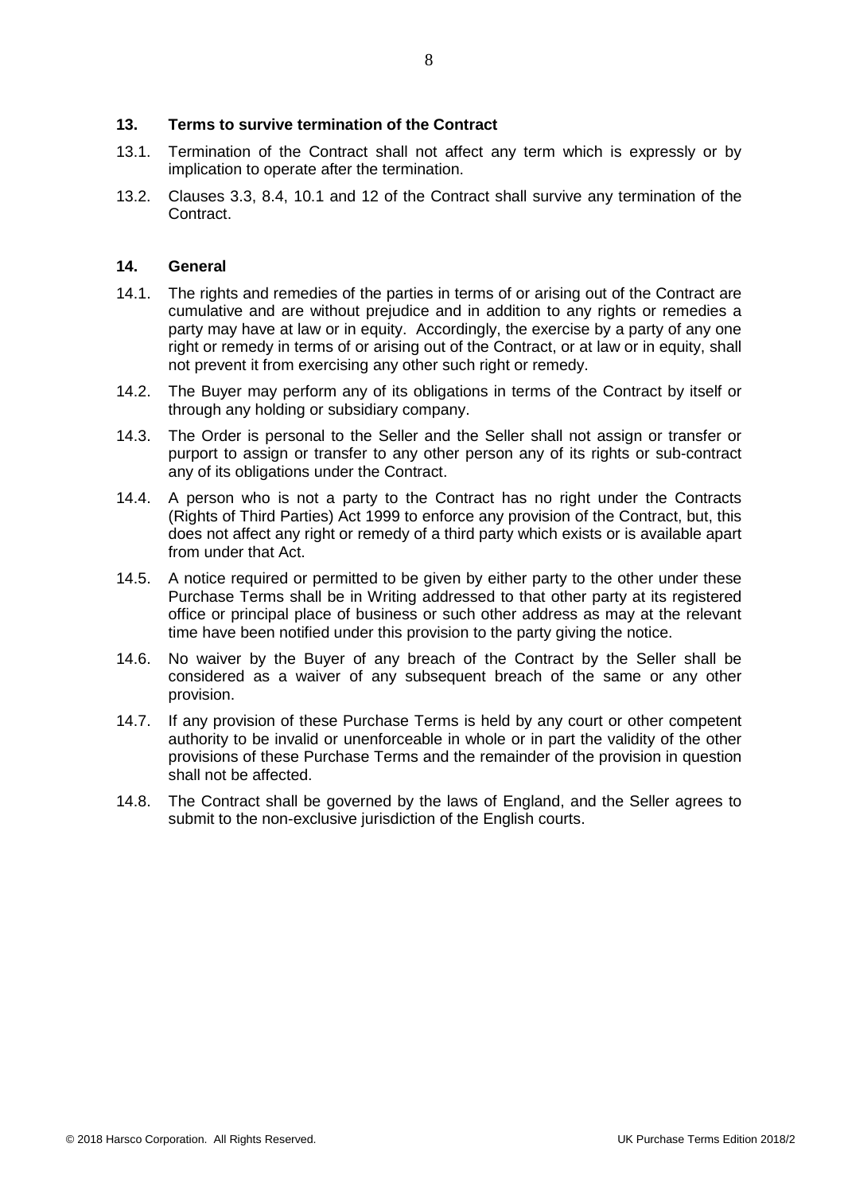## 13. Terms to survive termination of the Contract

13.1. Termination of the Contract shall not affect any term which is expressly or by implication to operate after the termination.

13.2. Clauses 3.3, 8.4, 10.1 and 12 of the Contract shall survive any termination of the Contract.

## 14. General

14.1. The rights and remedies of the parties in terms of or arising out of the Contract are cumulative and are without prejudice and in addition to any rights or remedies a party may have at law or in equity. Accordingly, the exercise by a party of any one right or remedy in terms of or arising out of the Contract, or at law or in equity, shall not prevent it from exercising any other such right or remedy.

14.2. The Buyer may perform any of its obligations in terms of the Contract by itself or through any holding or subsidiary company.

14.3. The Order is personal to the Seller and the Seller shall not assign or transfer or purport to assign or transfer to any other person any of its rights or sub-contract any of its obligations under the Contract.

14.4. A person who is not a party to the Contract has no right under the Contracts (Rights of Third Parties) Act 1999 to enforce any provision of the Contract, but, this does not affect any right or remedy of a third party which exists or is available apart from under that Act.

14.5. A notice required or permitted to be given by either party to the other under these Purchase Terms shall be in Writing addressed to that other party at its registered office or principal place of business or such other address as may at the relevant time have been notified under this provision to the party giving the notice.

14.6. No waiver by the Buyer of any breach of the Contract by the Seller shall be considered as a waiver of any subsequent breach of the same or any other provision.

14.7. If any provision of these Purchase Terms is held by any court or other competent authority to be invalid or unenforceable in whole or in part the validity of the other provisions of these Purchase Terms and the remainder of the provision in question shall not be affected.

14.8. The Contract shall be governed by the laws of England, and the Seller agrees to submit to the non-exclusive jurisdiction of the English courts.